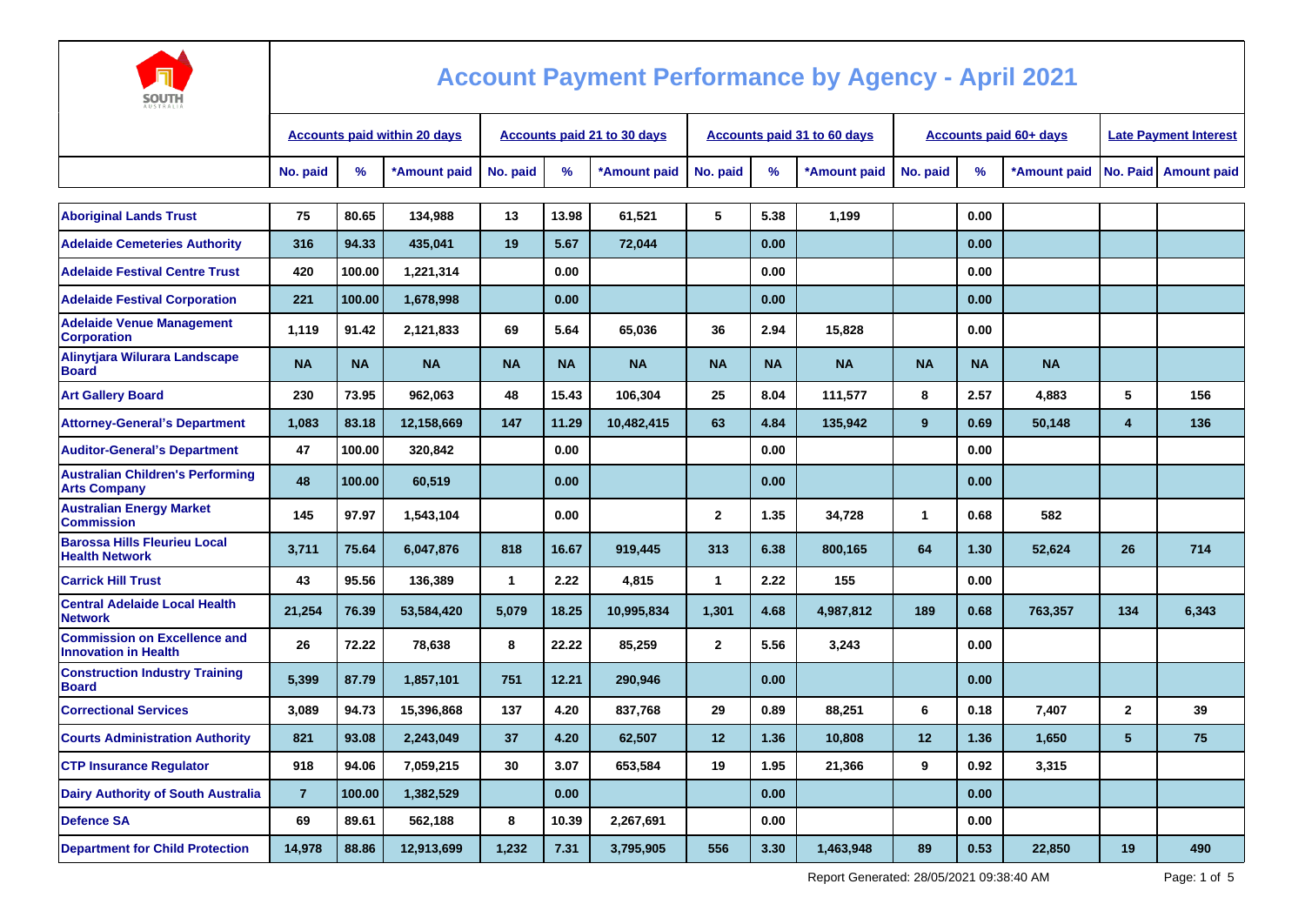# Account Payment Performance by Agency - April 2021

| | Accounts paid within 20 days | | | Accounts paid 21 to 30 days | | | Accounts paid 31 to 60 days | | | Accounts paid 60+ days | | | Late Payment Interest | |
|---|---|---|---|---|---|---|---|---|---|---|---|---|---|---|
| | No. paid | % | *Amount paid | No. paid | % | *Amount paid | No. paid | % | *Amount paid | No. paid | % | *Amount paid | No. Paid | Amount paid |
| Aboriginal Lands Trust | 75 | 80.65 | 134,988 | 13 | 13.98 | 61,521 | 5 | 5.38 | 1,199 | | 0.00 | | | |
| Adelaide Cemeteries Authority | 316 | 94.33 | 435,041 | 19 | 5.67 | 72,044 | | 0.00 | | | 0.00 | | | |
| Adelaide Festival Centre Trust | 420 | 100.00 | 1,221,314 | | 0.00 | | | 0.00 | | | 0.00 | | | |
| Adelaide Festival Corporation | 221 | 100.00 | 1,678,998 | | 0.00 | | | 0.00 | | | 0.00 | | | |
| Adelaide Venue Management Corporation | 1,119 | 91.42 | 2,121,833 | 69 | 5.64 | 65,036 | 36 | 2.94 | 15,828 | | 0.00 | | | |
| Alinytjara Wilurara Landscape Board | NA | NA | NA | NA | NA | NA | NA | NA | NA | NA | NA | NA | | |
| Art Gallery Board | 230 | 73.95 | 962,063 | 48 | 15.43 | 106,304 | 25 | 8.04 | 111,577 | 8 | 2.57 | 4,883 | 5 | 156 |
| Attorney-General's Department | 1,083 | 83.18 | 12,158,669 | 147 | 11.29 | 10,482,415 | 63 | 4.84 | 135,942 | 9 | 0.69 | 50,148 | 4 | 136 |
| Auditor-General's Department | 47 | 100.00 | 320,842 | | 0.00 | | | 0.00 | | | 0.00 | | | |
| Australian Children's Performing Arts Company | 48 | 100.00 | 60,519 | | 0.00 | | | 0.00 | | | 0.00 | | | |
| Australian Energy Market Commission | 145 | 97.97 | 1,543,104 | | 0.00 | | 2 | 1.35 | 34,728 | 1 | 0.68 | 582 | | |
| Barossa Hills Fleurieu Local Health Network | 3,711 | 75.64 | 6,047,876 | 818 | 16.67 | 919,445 | 313 | 6.38 | 800,165 | 64 | 1.30 | 52,624 | 26 | 714 |
| Carrick Hill Trust | 43 | 95.56 | 136,389 | 1 | 2.22 | 4,815 | 1 | 2.22 | 155 | | 0.00 | | | |
| Central Adelaide Local Health Network | 21,254 | 76.39 | 53,584,420 | 5,079 | 18.25 | 10,995,834 | 1,301 | 4.68 | 4,987,812 | 189 | 0.68 | 763,357 | 134 | 6,343 |
| Commission on Excellence and Innovation in Health | 26 | 72.22 | 78,638 | 8 | 22.22 | 85,259 | 2 | 5.56 | 3,243 | | 0.00 | | | |
| Construction Industry Training Board | 5,399 | 87.79 | 1,857,101 | 751 | 12.21 | 290,946 | | 0.00 | | | 0.00 | | | |
| Correctional Services | 3,089 | 94.73 | 15,396,868 | 137 | 4.20 | 837,768 | 29 | 0.89 | 88,251 | 6 | 0.18 | 7,407 | 2 | 39 |
| Courts Administration Authority | 821 | 93.08 | 2,243,049 | 37 | 4.20 | 62,507 | 12 | 1.36 | 10,808 | 12 | 1.36 | 1,650 | 5 | 75 |
| CTP Insurance Regulator | 918 | 94.06 | 7,059,215 | 30 | 3.07 | 653,584 | 19 | 1.95 | 21,366 | 9 | 0.92 | 3,315 | | |
| Dairy Authority of South Australia | 7 | 100.00 | 1,382,529 | | 0.00 | | | 0.00 | | | 0.00 | | | |
| Defence SA | 69 | 89.61 | 562,188 | 8 | 10.39 | 2,267,691 | | 0.00 | | | 0.00 | | | |
| Department for Child Protection | 14,978 | 88.86 | 12,913,699 | 1,232 | 7.31 | 3,795,905 | 556 | 3.30 | 1,463,948 | 89 | 0.53 | 22,850 | 19 | 490 |

Report Generated: 28/05/2021 09:38:40 AM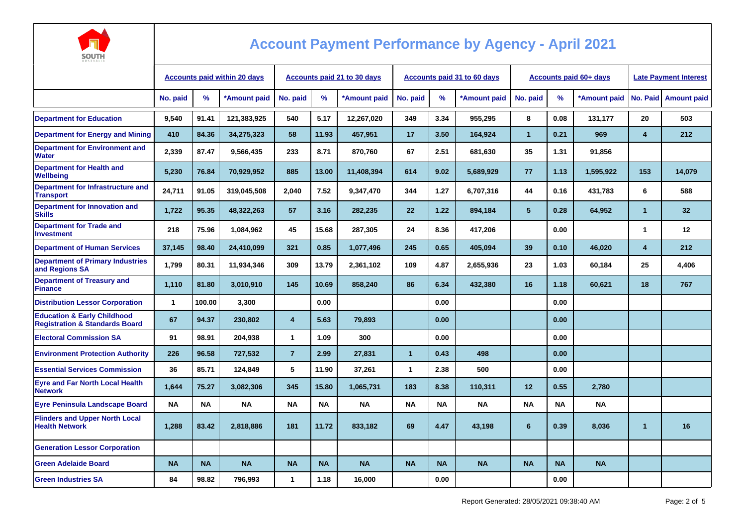# Account Payment Performance by Agency - April 2021

| | Accounts paid within 20 days | | | Accounts paid 21 to 30 days | | | Accounts paid 31 to 60 days | | | Accounts paid 60+ days | | | Late Payment Interest | |
|---|---|---|---|---|---|---|---|---|---|---|---|---|---|---|
| | No. paid | % | *Amount paid | No. paid | % | *Amount paid | No. paid | % | *Amount paid | No. paid | % | *Amount paid | No. Paid | Amount paid |
| Department for Education | 9,540 | 91.41 | 121,383,925 | 540 | 5.17 | 12,267,020 | 349 | 3.34 | 955,295 | 8 | 0.08 | 131,177 | 20 | 503 |
| Department for Energy and Mining | 410 | 84.36 | 34,275,323 | 58 | 11.93 | 457,951 | 17 | 3.50 | 164,924 | 1 | 0.21 | 969 | 4 | 212 |
| Department for Environment and Water | 2,339 | 87.47 | 9,566,435 | 233 | 8.71 | 870,760 | 67 | 2.51 | 681,630 | 35 | 1.31 | 91,856 | | |
| Department for Health and Wellbeing | 5,230 | 76.84 | 70,929,952 | 885 | 13.00 | 11,408,394 | 614 | 9.02 | 5,689,929 | 77 | 1.13 | 1,595,922 | 153 | 14,079 |
| Department for Infrastructure and Transport | 24,711 | 91.05 | 319,045,508 | 2,040 | 7.52 | 9,347,470 | 344 | 1.27 | 6,707,316 | 44 | 0.16 | 431,783 | 6 | 588 |
| Department for Innovation and Skills | 1,722 | 95.35 | 48,322,263 | 57 | 3.16 | 282,235 | 22 | 1.22 | 894,184 | 5 | 0.28 | 64,952 | 1 | 32 |
| Department for Trade and Investment | 218 | 75.96 | 1,084,962 | 45 | 15.68 | 287,305 | 24 | 8.36 | 417,206 | | 0.00 | | 1 | 12 |
| Department of Human Services | 37,145 | 98.40 | 24,410,099 | 321 | 0.85 | 1,077,496 | 245 | 0.65 | 405,094 | 39 | 0.10 | 46,020 | 4 | 212 |
| Department of Primary Industries and Regions SA | 1,799 | 80.31 | 11,934,346 | 309 | 13.79 | 2,361,102 | 109 | 4.87 | 2,655,936 | 23 | 1.03 | 60,184 | 25 | 4,406 |
| Department of Treasury and Finance | 1,110 | 81.80 | 3,010,910 | 145 | 10.69 | 858,240 | 86 | 6.34 | 432,380 | 16 | 1.18 | 60,621 | 18 | 767 |
| Distribution Lessor Corporation | 1 | 100.00 | 3,300 | | 0.00 | | | 0.00 | | | 0.00 | | | |
| Education & Early Childhood Registration & Standards Board | 67 | 94.37 | 230,802 | 4 | 5.63 | 79,893 | | 0.00 | | | 0.00 | | | |
| Electoral Commission SA | 91 | 98.91 | 204,938 | 1 | 1.09 | 300 | | 0.00 | | | 0.00 | | | |
| Environment Protection Authority | 226 | 96.58 | 727,532 | 7 | 2.99 | 27,831 | 1 | 0.43 | 498 | | 0.00 | | | |
| Essential Services Commission | 36 | 85.71 | 124,849 | 5 | 11.90 | 37,261 | 1 | 2.38 | 500 | | 0.00 | | | |
| Eyre and Far North Local Health Network | 1,644 | 75.27 | 3,082,306 | 345 | 15.80 | 1,065,731 | 183 | 8.38 | 110,311 | 12 | 0.55 | 2,780 | | |
| Eyre Peninsula Landscape Board | NA | NA | NA | NA | NA | NA | NA | NA | NA | NA | NA | NA | | |
| Flinders and Upper North Local Health Network | 1,288 | 83.42 | 2,818,886 | 181 | 11.72 | 833,182 | 69 | 4.47 | 43,198 | 6 | 0.39 | 8,036 | 1 | 16 |
| Generation Lessor Corporation | | | | | | | | | | | | | | |
| Green Adelaide Board | NA | NA | NA | NA | NA | NA | NA | NA | NA | NA | NA | NA | | |
| Green Industries SA | 84 | 98.82 | 796,993 | 1 | 1.18 | 16,000 | | 0.00 | | | 0.00 | | | |

Report Generated: 28/05/2021 09:38:40 AM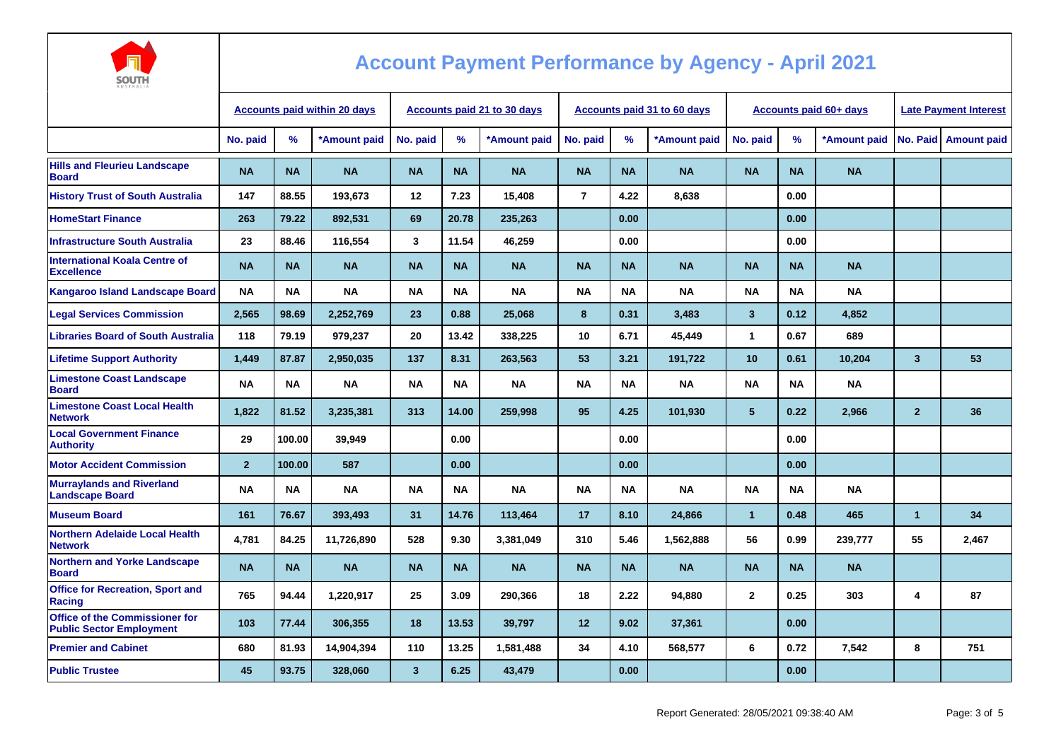# Account Payment Performance by Agency - April 2021

| | Accounts paid within 20 days | | | Accounts paid 21 to 30 days | | | Accounts paid 31 to 60 days | | | Accounts paid 60+ days | | | Late Payment Interest | |
|---|---|---|---|---|---|---|---|---|---|---|---|---|---|---|
| | No. paid | % | *Amount paid | No. paid | % | *Amount paid | No. paid | % | *Amount paid | No. paid | % | *Amount paid | No. Paid | Amount paid |
| Hills and Fleurieu Landscape Board | NA | NA | NA | NA | NA | NA | NA | NA | NA | NA | NA | NA | | |
| History Trust of South Australia | 147 | 88.55 | 193,673 | 12 | 7.23 | 15,408 | 7 | 4.22 | 8,638 | | 0.00 | | | |
| HomeStart Finance | 263 | 79.22 | 892,531 | 69 | 20.78 | 235,263 | | 0.00 | | | 0.00 | | | |
| Infrastructure South Australia | 23 | 88.46 | 116,554 | 3 | 11.54 | 46,259 | | 0.00 | | | 0.00 | | | |
| International Koala Centre of Excellence | NA | NA | NA | NA | NA | NA | NA | NA | NA | NA | NA | NA | | |
| Kangaroo Island Landscape Board | NA | NA | NA | NA | NA | NA | NA | NA | NA | NA | NA | NA | | |
| Legal Services Commission | 2,565 | 98.69 | 2,252,769 | 23 | 0.88 | 25,068 | 8 | 0.31 | 3,483 | 3 | 0.12 | 4,852 | | |
| Libraries Board of South Australia | 118 | 79.19 | 979,237 | 20 | 13.42 | 338,225 | 10 | 6.71 | 45,449 | 1 | 0.67 | 689 | | |
| Lifetime Support Authority | 1,449 | 87.87 | 2,950,035 | 137 | 8.31 | 263,563 | 53 | 3.21 | 191,722 | 10 | 0.61 | 10,204 | 3 | 53 |
| Limestone Coast Landscape Board | NA | NA | NA | NA | NA | NA | NA | NA | NA | NA | NA | NA | | |
| Limestone Coast Local Health Network | 1,822 | 81.52 | 3,235,381 | 313 | 14.00 | 259,998 | 95 | 4.25 | 101,930 | 5 | 0.22 | 2,966 | 2 | 36 |
| Local Government Finance Authority | 29 | 100.00 | 39,949 | | 0.00 | | | 0.00 | | | 0.00 | | | |
| Motor Accident Commission | 2 | 100.00 | 587 | | 0.00 | | | 0.00 | | | 0.00 | | | |
| Murraylands and Riverland Landscape Board | NA | NA | NA | NA | NA | NA | NA | NA | NA | NA | NA | NA | | |
| Museum Board | 161 | 76.67 | 393,493 | 31 | 14.76 | 113,464 | 17 | 8.10 | 24,866 | 1 | 0.48 | 465 | 1 | 34 |
| Northern Adelaide Local Health Network | 4,781 | 84.25 | 11,726,890 | 528 | 9.30 | 3,381,049 | 310 | 5.46 | 1,562,888 | 56 | 0.99 | 239,777 | 55 | 2,467 |
| Northern and Yorke Landscape Board | NA | NA | NA | NA | NA | NA | NA | NA | NA | NA | NA | NA | | |
| Office for Recreation, Sport and Racing | 765 | 94.44 | 1,220,917 | 25 | 3.09 | 290,366 | 18 | 2.22 | 94,880 | 2 | 0.25 | 303 | 4 | 87 |
| Office of the Commissioner for Public Sector Employment | 103 | 77.44 | 306,355 | 18 | 13.53 | 39,797 | 12 | 9.02 | 37,361 | | 0.00 | | | |
| Premier and Cabinet | 680 | 81.93 | 14,904,394 | 110 | 13.25 | 1,581,488 | 34 | 4.10 | 568,577 | 6 | 0.72 | 7,542 | 8 | 751 |
| Public Trustee | 45 | 93.75 | 328,060 | 3 | 6.25 | 43,479 | | 0.00 | | | 0.00 | | | |

Report Generated: 28/05/2021 09:38:40 AM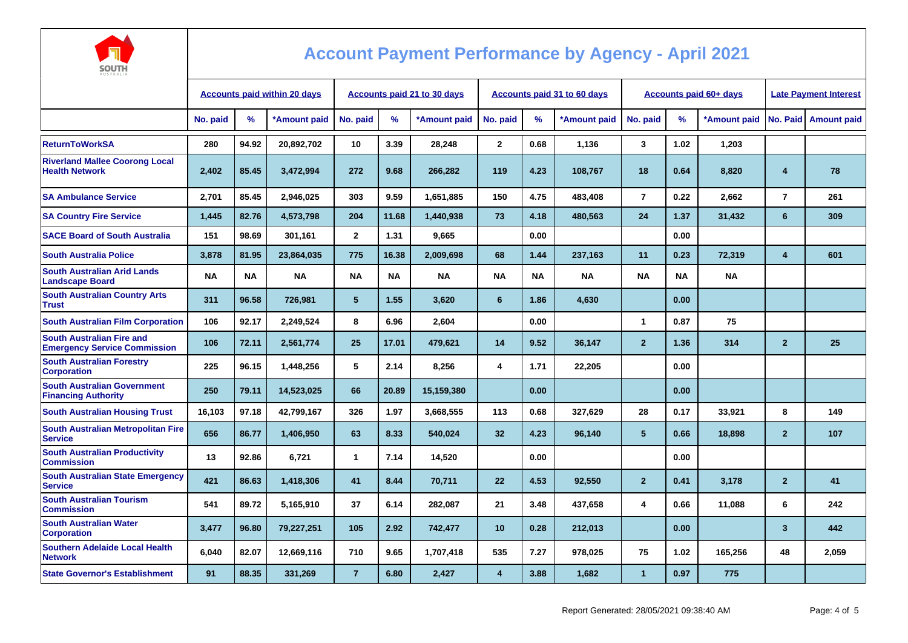# Account Payment Performance by Agency - April 2021

| | Accounts paid within 20 days | | | Accounts paid 21 to 30 days | | | Accounts paid 31 to 60 days | | | Accounts paid 60+ days | | | Late Payment Interest | |
|---|---|---|---|---|---|---|---|---|---|---|---|---|---|---|
| | No. paid | % | *Amount paid | No. paid | % | *Amount paid | No. paid | % | *Amount paid | No. paid | % | *Amount paid | No. Paid | Amount paid |
| ReturnToWorkSA | 280 | 94.92 | 20,892,702 | 10 | 3.39 | 28,248 | 2 | 0.68 | 1,136 | 3 | 1.02 | 1,203 | | |
| Riverland Mallee Coorong Local Health Network | 2,402 | 85.45 | 3,472,994 | 272 | 9.68 | 266,282 | 119 | 4.23 | 108,767 | 18 | 0.64 | 8,820 | 4 | 78 |
| SA Ambulance Service | 2,701 | 85.45 | 2,946,025 | 303 | 9.59 | 1,651,885 | 150 | 4.75 | 483,408 | 7 | 0.22 | 2,662 | 7 | 261 |
| SA Country Fire Service | 1,445 | 82.76 | 4,573,798 | 204 | 11.68 | 1,440,938 | 73 | 4.18 | 480,563 | 24 | 1.37 | 31,432 | 6 | 309 |
| SACE Board of South Australia | 151 | 98.69 | 301,161 | 2 | 1.31 | 9,665 | | 0.00 | | | 0.00 | | | |
| South Australia Police | 3,878 | 81.95 | 23,864,035 | 775 | 16.38 | 2,009,698 | 68 | 1.44 | 237,163 | 11 | 0.23 | 72,319 | 4 | 601 |
| South Australian Arid Lands Landscape Board | NA | NA | NA | NA | NA | NA | NA | NA | NA | NA | NA | NA | | |
| South Australian Country Arts Trust | 311 | 96.58 | 726,981 | 5 | 1.55 | 3,620 | 6 | 1.86 | 4,630 | | 0.00 | | | |
| South Australian Film Corporation | 106 | 92.17 | 2,249,524 | 8 | 6.96 | 2,604 | | 0.00 | | 1 | 0.87 | 75 | | |
| South Australian Fire and Emergency Service Commission | 106 | 72.11 | 2,561,774 | 25 | 17.01 | 479,621 | 14 | 9.52 | 36,147 | 2 | 1.36 | 314 | 2 | 25 |
| South Australian Forestry Corporation | 225 | 96.15 | 1,448,256 | 5 | 2.14 | 8,256 | 4 | 1.71 | 22,205 | | 0.00 | | | |
| South Australian Government Financing Authority | 250 | 79.11 | 14,523,025 | 66 | 20.89 | 15,159,380 | | 0.00 | | | 0.00 | | | |
| South Australian Housing Trust | 16,103 | 97.18 | 42,799,167 | 326 | 1.97 | 3,668,555 | 113 | 0.68 | 327,629 | 28 | 0.17 | 33,921 | 8 | 149 |
| South Australian Metropolitan Fire Service | 656 | 86.77 | 1,406,950 | 63 | 8.33 | 540,024 | 32 | 4.23 | 96,140 | 5 | 0.66 | 18,898 | 2 | 107 |
| South Australian Productivity Commission | 13 | 92.86 | 6,721 | 1 | 7.14 | 14,520 | | 0.00 | | | 0.00 | | | |
| South Australian State Emergency Service | 421 | 86.63 | 1,418,306 | 41 | 8.44 | 70,711 | 22 | 4.53 | 92,550 | 2 | 0.41 | 3,178 | 2 | 41 |
| South Australian Tourism Commission | 541 | 89.72 | 5,165,910 | 37 | 6.14 | 282,087 | 21 | 3.48 | 437,658 | 4 | 0.66 | 11,088 | 6 | 242 |
| South Australian Water Corporation | 3,477 | 96.80 | 79,227,251 | 105 | 2.92 | 742,477 | 10 | 0.28 | 212,013 | | 0.00 | | 3 | 442 |
| Southern Adelaide Local Health Network | 6,040 | 82.07 | 12,669,116 | 710 | 9.65 | 1,707,418 | 535 | 7.27 | 978,025 | 75 | 1.02 | 165,256 | 48 | 2,059 |
| State Governor's Establishment | 91 | 88.35 | 331,269 | 7 | 6.80 | 2,427 | 4 | 3.88 | 1,682 | 1 | 0.97 | 775 | | |

Report Generated: 28/05/2021 09:38:40 AM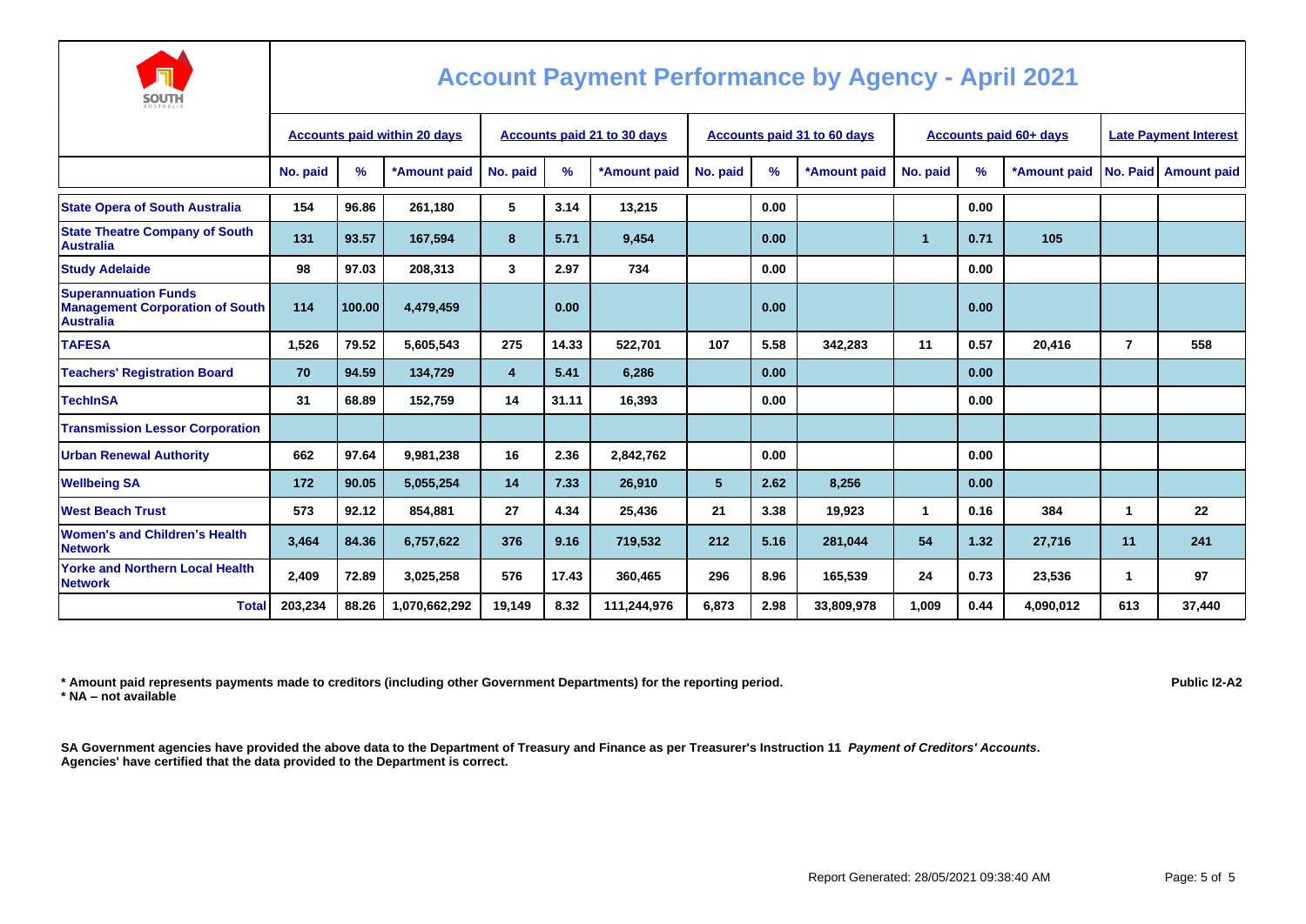# Account Payment Performance by Agency - April 2021

| | Accounts paid within 20 days | | | Accounts paid 21 to 30 days | | | Accounts paid 31 to 60 days | | | Accounts paid 60+ days | | | Late Payment Interest | |
|---|---|---|---|---|---|---|---|---|---|---|---|---|---|---|
| | No. paid | % | *Amount paid | No. paid | % | *Amount paid | No. paid | % | *Amount paid | No. paid | % | *Amount paid | No. Paid | Amount paid |
| State Opera of South Australia | 154 | 96.86 | 261,180 | 5 | 3.14 | 13,215 | | 0.00 | | | 0.00 | | | |
| State Theatre Company of South Australia | 131 | 93.57 | 167,594 | 8 | 5.71 | 9,454 | | 0.00 | | 1 | 0.71 | 105 | | |
| Study Adelaide | 98 | 97.03 | 208,313 | 3 | 2.97 | 734 | | 0.00 | | | 0.00 | | | |
| Superannuation Funds Management Corporation of South Australia | 114 | 100.00 | 4,479,459 | | 0.00 | | | 0.00 | | | 0.00 | | | |
| TAFESA | 1,526 | 79.52 | 5,605,543 | 275 | 14.33 | 522,701 | 107 | 5.58 | 342,283 | 11 | 0.57 | 20,416 | 7 | 558 |
| Teachers' Registration Board | 70 | 94.59 | 134,729 | 4 | 5.41 | 6,286 | | 0.00 | | | 0.00 | | | |
| TechInSA | 31 | 68.89 | 152,759 | 14 | 31.11 | 16,393 | | 0.00 | | | 0.00 | | | |
| Transmission Lessor Corporation | | | | | | | | | | | | | | |
| Urban Renewal Authority | 662 | 97.64 | 9,981,238 | 16 | 2.36 | 2,842,762 | | 0.00 | | | 0.00 | | | |
| Wellbeing SA | 172 | 90.05 | 5,055,254 | 14 | 7.33 | 26,910 | 5 | 2.62 | 8,256 | | 0.00 | | | |
| West Beach Trust | 573 | 92.12 | 854,881 | 27 | 4.34 | 25,436 | 21 | 3.38 | 19,923 | 1 | 0.16 | 384 | 1 | 22 |
| Women's and Children's Health Network | 3,464 | 84.36 | 6,757,622 | 376 | 9.16 | 719,532 | 212 | 5.16 | 281,044 | 54 | 1.32 | 27,716 | 11 | 241 |
| Yorke and Northern Local Health Network | 2,409 | 72.89 | 3,025,258 | 576 | 17.43 | 360,465 | 296 | 8.96 | 165,539 | 24 | 0.73 | 23,536 | 1 | 97 |
| **Total** | 203,234 | 88.26 | 1,070,662,292 | 19,149 | 8.32 | 111,244,976 | 6,873 | 2.98 | 33,809,978 | 1,009 | 0.44 | 4,090,012 | 613 | 37,440 |

**\* Amount paid represents payments made to creditors (including other Government Departments) for the reporting period.**

**\* NA – not available**

**Public I2-A2**

**SA Government agencies have provided the above data to the Department of Treasury and Finance as per Treasurer's Instruction 11 *Payment of Creditors' Accounts*. Agencies' have certified that the data provided to the Department is correct.**

Report Generated: 28/05/2021 09:38:40 AM